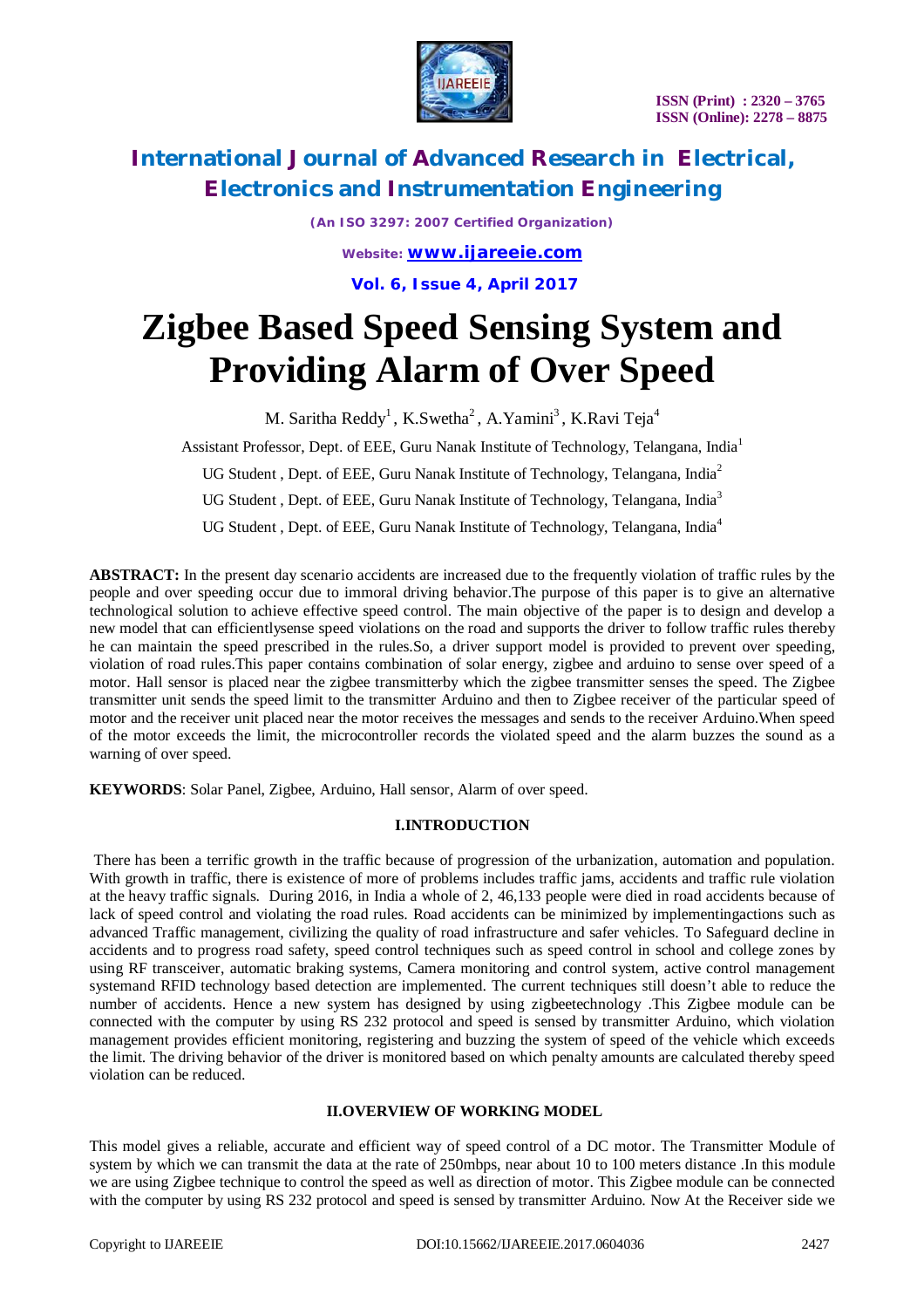# Zigbee Based Speed Sensing System and Providing Alarm of Over Speed

M. Saritha Reddy[1], K.Swetha[2], A.Yamini[3], K.Ravi Teja[4]

Assistant Professor, Dept. of EEE, Guru Nanak Institute of Technology, Telangana, India[1]

UG Student , Dept. of EEE, Guru Nanak Institute of Technology, Telangana, India[2]

UG Student , Dept. of EEE, Guru Nanak Institute of Technology, Telangana, India[3]

UG Student , Dept. of EEE, Guru Nanak Institute of Technology, Telangana, India[4]

**ABSTRACT:** In the present day scenario accidents are increased due to the frequently violation of traffic rules by the people and over speeding occur due to immoral driving behavior.The purpose of this paper is to give an alternative technological solution to achieve effective speed control. The main objective of the paper is to design and develop a new model that can efficientlysense speed violations on the road and supports the driver to follow traffic rules thereby he can maintain the speed prescribed in the rules.So, a driver support model is provided to prevent over speeding, violation of road rules.This paper contains combination of solar energy, zigbee and arduino to sense over speed of a motor. Hall sensor is placed near the zigbee transmitterby which the zigbee transmitter senses the speed. The Zigbee transmitter unit sends the speed limit to the transmitter Arduino and then to Zigbee receiver of the particular speed of motor and the receiver unit placed near the motor receives the messages and sends to the receiver Arduino.When speed of the motor exceeds the limit, the microcontroller records the violated speed and the alarm buzzes the sound as a warning of over speed.

**KEYWORDS**: Solar Panel, Zigbee, Arduino, Hall sensor, Alarm of over speed.

## I.INTRODUCTION

There has been a terrific growth in the traffic because of progression of the urbanization, automation and population. With growth in traffic, there is existence of more of problems includes traffic jams, accidents and traffic rule violation at the heavy traffic signals. During 2016, in India a whole of 2, 46,133 people were died in road accidents because of lack of speed control and violating the road rules. Road accidents can be minimized by implementingactions such as advanced Traffic management, civilizing the quality of road infrastructure and safer vehicles. To Safeguard decline in accidents and to progress road safety, speed control techniques such as speed control in school and college zones by using RF transceiver, automatic braking systems, Camera monitoring and control system, active control management systemand RFID technology based detection are implemented. The current techniques still doesn't able to reduce the number of accidents. Hence a new system has designed by using zigbeetechnology .This Zigbee module can be connected with the computer by using RS 232 protocol and speed is sensed by transmitter Arduino, which violation management provides efficient monitoring, registering and buzzing the system of speed of the vehicle which exceeds the limit. The driving behavior of the driver is monitored based on which penalty amounts are calculated thereby speed violation can be reduced.

## II.OVERVIEW OF WORKING MODEL

This model gives a reliable, accurate and efficient way of speed control of a DC motor. The Transmitter Module of system by which we can transmit the data at the rate of 250mbps, near about 10 to 100 meters distance .In this module we are using Zigbee technique to control the speed as well as direction of motor. This Zigbee module can be connected with the computer by using RS 232 protocol and speed is sensed by transmitter Arduino. Now At the Receiver side we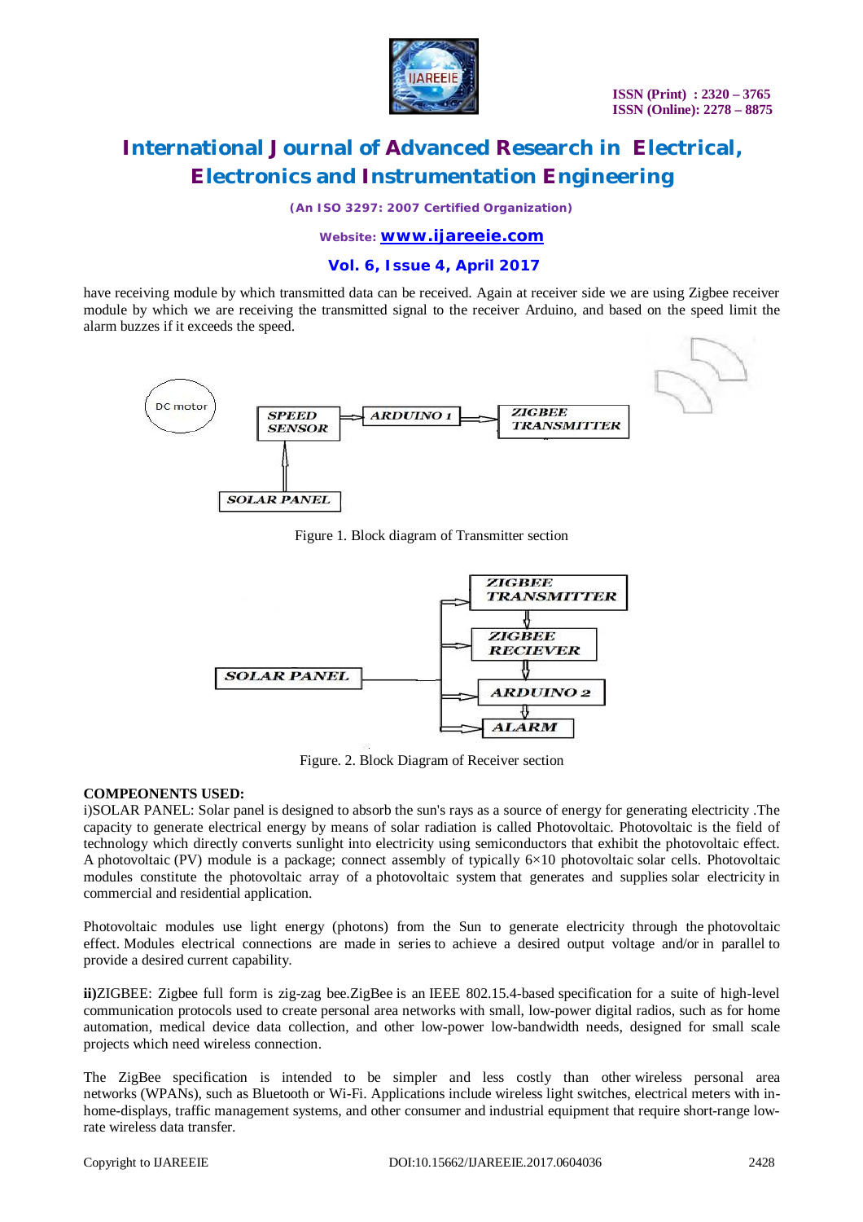have receiving module by which transmitted data can be received. Again at receiver side we are using Zigbee receiver module by which we are receiving the transmitted signal to the receiver Arduino, and based on the speed limit the alarm buzzes if it exceeds the speed.

Figure 1. Block diagram of Transmitter section

Figure. 2. Block Diagram of Receiver section

**COMPEONENTS USED:**

i)SOLAR PANEL: Solar panel is designed to absorb the sun's rays as a source of energy for generating electricity .The capacity to generate electrical energy by means of solar radiation is called Photovoltaic. Photovoltaic is the field of technology which directly converts sunlight into electricity using semiconductors that exhibit the photovoltaic effect. A photovoltaic (PV) module is a package; connect assembly of typically 6×10 photovoltaic solar cells. Photovoltaic modules constitute the photovoltaic array of a photovoltaic system that generates and supplies solar electricity in commercial and residential application.

Photovoltaic modules use light energy (photons) from the Sun to generate electricity through the photovoltaic effect. Modules electrical connections are made in series to achieve a desired output voltage and/or in parallel to provide a desired current capability.

**ii)**ZIGBEE: Zigbee full form is zig-zag bee.ZigBee is an IEEE 802.15.4-based specification for a suite of high-level communication protocols used to create personal area networks with small, low-power digital radios, such as for home automation, medical device data collection, and other low-power low-bandwidth needs, designed for small scale projects which need wireless connection.

The ZigBee specification is intended to be simpler and less costly than other wireless personal area networks (WPANs), such as Bluetooth or Wi-Fi. Applications include wireless light switches, electrical meters with in-home-displays, traffic management systems, and other consumer and industrial equipment that require short-range low-rate wireless data transfer.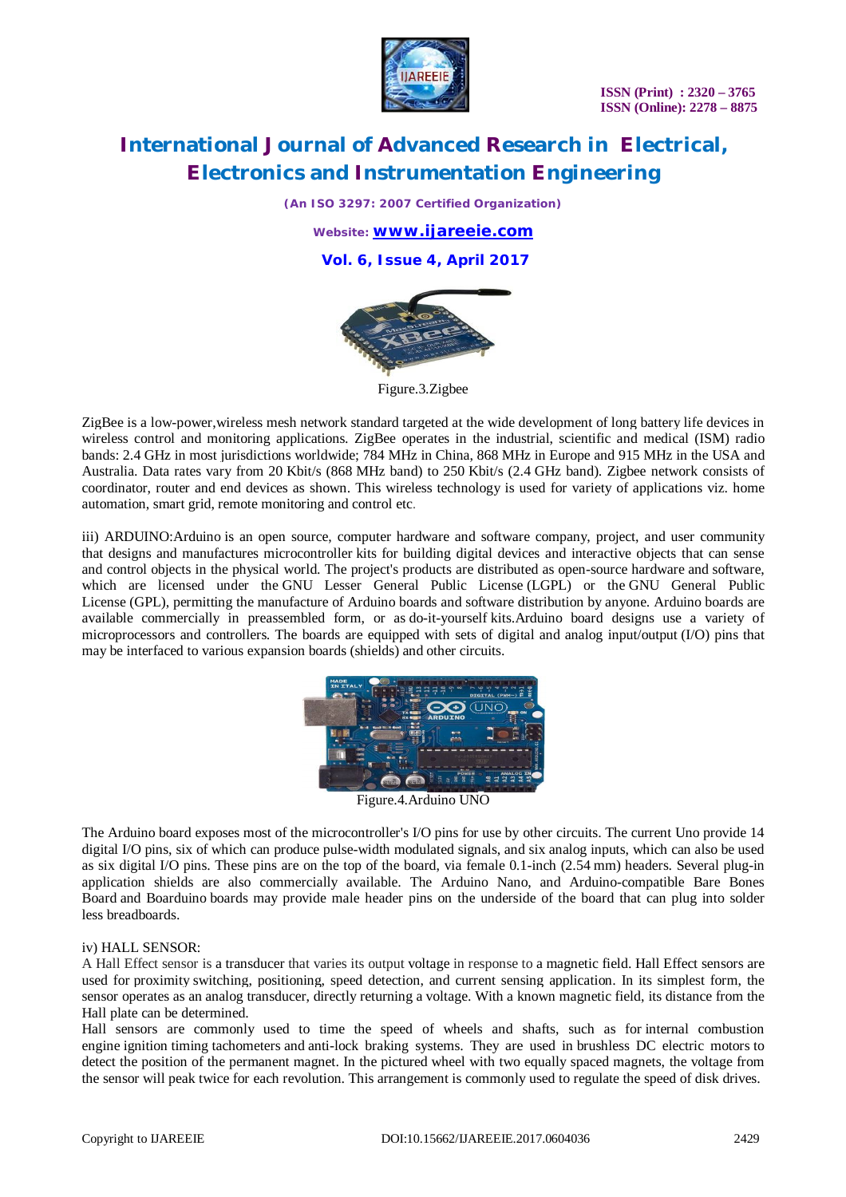Figure.3.Zigbee

ZigBee is a low-power,wireless mesh network standard targeted at the wide development of long battery life devices in wireless control and monitoring applications. ZigBee operates in the industrial, scientific and medical (ISM) radio bands: 2.4 GHz in most jurisdictions worldwide; 784 MHz in China, 868 MHz in Europe and 915 MHz in the USA and Australia. Data rates vary from 20 Kbit/s (868 MHz band) to 250 Kbit/s (2.4 GHz band). Zigbee network consists of coordinator, router and end devices as shown. This wireless technology is used for variety of applications viz. home automation, smart grid, remote monitoring and control etc.

iii) ARDUINO:Arduino is an open source, computer hardware and software company, project, and user community that designs and manufactures microcontroller kits for building digital devices and interactive objects that can sense and control objects in the physical world. The project's products are distributed as open-source hardware and software, which are licensed under the GNU Lesser General Public License (LGPL) or the GNU General Public License (GPL), permitting the manufacture of Arduino boards and software distribution by anyone. Arduino boards are available commercially in preassembled form, or as do-it-yourself kits.Arduino board designs use a variety of microprocessors and controllers. The boards are equipped with sets of digital and analog input/output (I/O) pins that may be interfaced to various expansion boards (shields) and other circuits.

Figure.4.Arduino UNO

The Arduino board exposes most of the microcontroller's I/O pins for use by other circuits. The current Uno provide 14 digital I/O pins, six of which can produce pulse-width modulated signals, and six analog inputs, which can also be used as six digital I/O pins. These pins are on the top of the board, via female 0.1-inch (2.54 mm) headers. Several plug-in application shields are also commercially available. The Arduino Nano, and Arduino-compatible Bare Bones Board and Boarduino boards may provide male header pins on the underside of the board that can plug into solder less breadboards.

iv) HALL SENSOR:

A Hall Effect sensor is a transducer that varies its output voltage in response to a magnetic field. Hall Effect sensors are used for proximity switching, positioning, speed detection, and current sensing application. In its simplest form, the sensor operates as an analog transducer, directly returning a voltage. With a known magnetic field, its distance from the Hall plate can be determined.

Hall sensors are commonly used to time the speed of wheels and shafts, such as for internal combustion engine ignition timing tachometers and anti-lock braking systems. They are used in brushless DC electric motors to detect the position of the permanent magnet. In the pictured wheel with two equally spaced magnets, the voltage from the sensor will peak twice for each revolution. This arrangement is commonly used to regulate the speed of disk drives.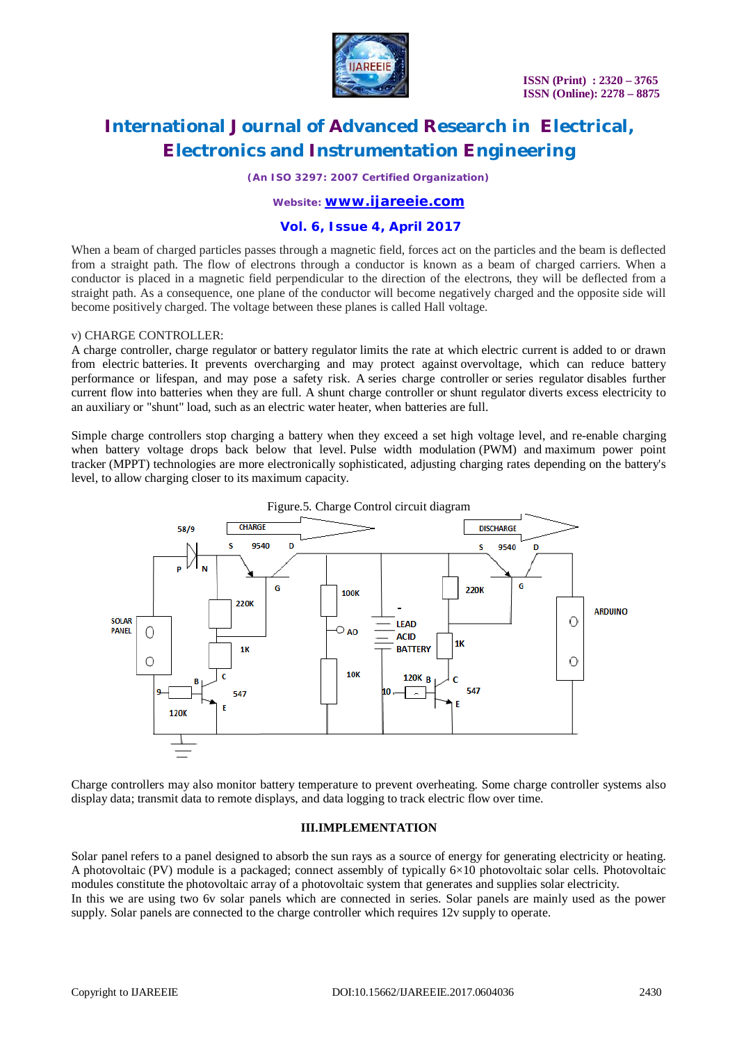When a beam of charged particles passes through a magnetic field, forces act on the particles and the beam is deflected from a straight path. The flow of electrons through a conductor is known as a beam of charged carriers. When a conductor is placed in a magnetic field perpendicular to the direction of the electrons, they will be deflected from a straight path. As a consequence, one plane of the conductor will become negatively charged and the opposite side will become positively charged. The voltage between these planes is called Hall voltage.

v) CHARGE CONTROLLER:

A charge controller, charge regulator or battery regulator limits the rate at which electric current is added to or drawn from electric batteries. It prevents overcharging and may protect against overvoltage, which can reduce battery performance or lifespan, and may pose a safety risk. A series charge controller or series regulator disables further current flow into batteries when they are full. A shunt charge controller or shunt regulator diverts excess electricity to an auxiliary or "shunt" load, such as an electric water heater, when batteries are full.

Simple charge controllers stop charging a battery when they exceed a set high voltage level, and re-enable charging when battery voltage drops back below that level. Pulse width modulation (PWM) and maximum power point tracker (MPPT) technologies are more electronically sophisticated, adjusting charging rates depending on the battery's level, to allow charging closer to its maximum capacity.

Figure.5. Charge Control circuit diagram

Charge controllers may also monitor battery temperature to prevent overheating. Some charge controller systems also display data; transmit data to remote displays, and data logging to track electric flow over time.

## III.IMPLEMENTATION

Solar panel refers to a panel designed to absorb the sun rays as a source of energy for generating electricity or heating. A photovoltaic (PV) module is a packaged; connect assembly of typically 6×10 photovoltaic solar cells. Photovoltaic modules constitute the photovoltaic array of a photovoltaic system that generates and supplies solar electricity.
In this we are using two 6v solar panels which are connected in series. Solar panels are mainly used as the power supply. Solar panels are connected to the charge controller which requires 12v supply to operate.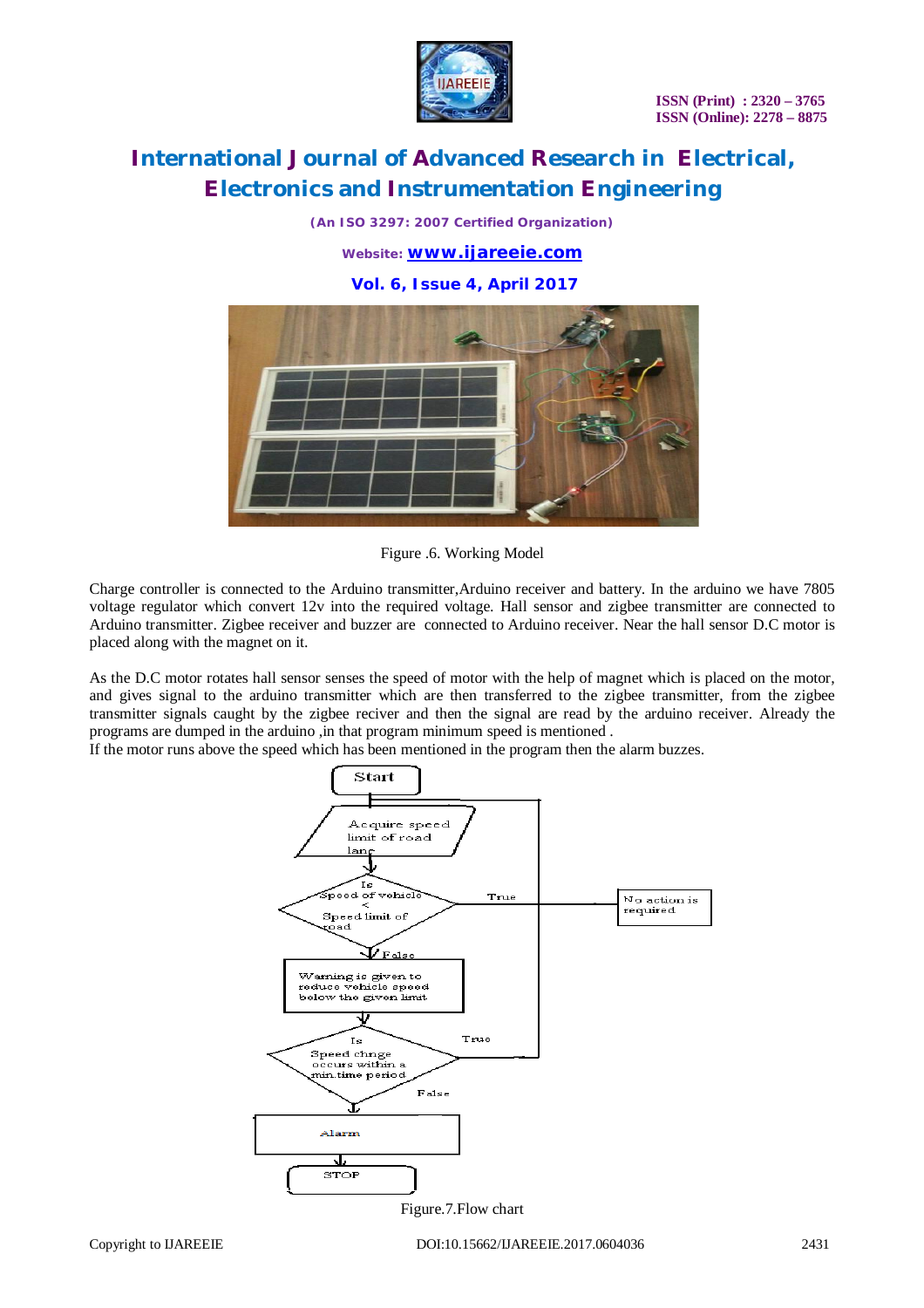Figure .6. Working Model

Charge controller is connected to the Arduino transmitter,Arduino receiver and battery. In the arduino we have 7805 voltage regulator which convert 12v into the required voltage. Hall sensor and zigbee transmitter are connected to Arduino transmitter. Zigbee receiver and buzzer are connected to Arduino receiver. Near the hall sensor D.C motor is placed along with the magnet on it.

As the D.C motor rotates hall sensor senses the speed of motor with the help of magnet which is placed on the motor, and gives signal to the arduino transmitter which are then transferred to the zigbee transmitter, from the zigbee transmitter signals caught by the zigbee reciver and then the signal are read by the arduino receiver. Already the programs are dumped in the arduino ,in that program minimum speed is mentioned .
If the motor runs above the speed which has been mentioned in the program then the alarm buzzes.

Figure.7.Flow chart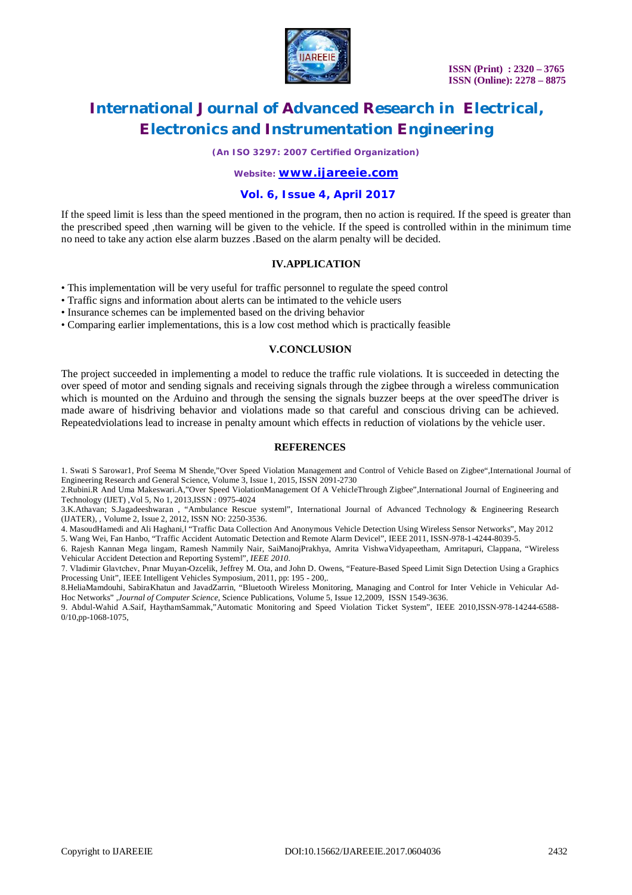If the speed limit is less than the speed mentioned in the program, then no action is required. If the speed is greater than the prescribed speed ,then warning will be given to the vehicle. If the speed is controlled within in the minimum time no need to take any action else alarm buzzes .Based on the alarm penalty will be decided.

## IV.APPLICATION

- This implementation will be very useful for traffic personnel to regulate the speed control
- Traffic signs and information about alerts can be intimated to the vehicle users
- Insurance schemes can be implemented based on the driving behavior
- Comparing earlier implementations, this is a low cost method which is practically feasible

## V.CONCLUSION

The project succeeded in implementing a model to reduce the traffic rule violations. It is succeeded in detecting the over speed of motor and sending signals and receiving signals through the zigbee through a wireless communication which is mounted on the Arduino and through the sensing the signals buzzer beeps at the over speedThe driver is made aware of hisdriving behavior and violations made so that careful and conscious driving can be achieved. Repeatedviolations lead to increase in penalty amount which effects in reduction of violations by the vehicle user.

## REFERENCES

1. Swati S Sarowar1, Prof Seema M Shende,"Over Speed Violation Management and Control of Vehicle Based on Zigbee",International Journal of Engineering Research and General Science, Volume 3, Issue 1, 2015, ISSN 2091-2730
2. Rubini.R And Uma Makeswari.A,"Over Speed ViolationManagement Of A VehicleThrough Zigbee",International Journal of Engineering and Technology (IJET) ,Vol 5, No 1, 2013,ISSN : 0975-4024
3. K.Athavan; S.Jagadeeshwaran , "Ambulance Rescue systeml", International Journal of Advanced Technology & Engineering Research (IJATER), , Volume 2, Issue 2, 2012, ISSN NO: 2250-3536.
4. MasoudHamedi and Ali Haghani,l "Traffic Data Collection And Anonymous Vehicle Detection Using Wireless Sensor Networks", May 2012
5. Wang Wei, Fan Hanbo, "Traffic Accident Automatic Detection and Remote Alarm Devicel", IEEE 2011, ISSN-978-1-4244-8039-5.
6. Rajesh Kannan Mega lingam, Ramesh Nammily Nair, SaiManojPrakhya, Amrita VishwaVidyapeetham, Amritapuri, Clappana, "Wireless Vehicular Accident Detection and Reporting Systeml", *IEEE 2010*.
7. Vladimir Glavtchev, Pınar Muyan-Ozcelik, Jeffrey M. Ota, and John D. Owens, "Feature-Based Speed Limit Sign Detection Using a Graphics Processing Unit", IEEE Intelligent Vehicles Symposium, 2011, pp: 195 - 200,.
8. HeliaMamdouhi, SabiraKhatun and JavadZarrin, "Bluetooth Wireless Monitoring, Managing and Control for Inter Vehicle in Vehicular Ad-Hoc Networks" ,*Journal of Computer Science*, Science Publications, Volume 5, Issue 12,2009, ISSN 1549-3636.
9. Abdul-Wahid A.Saif, HaythamSammak,"Automatic Monitoring and Speed Violation Ticket System", IEEE 2010,ISSN-978-14244-6588-0/10,pp-1068-1075,